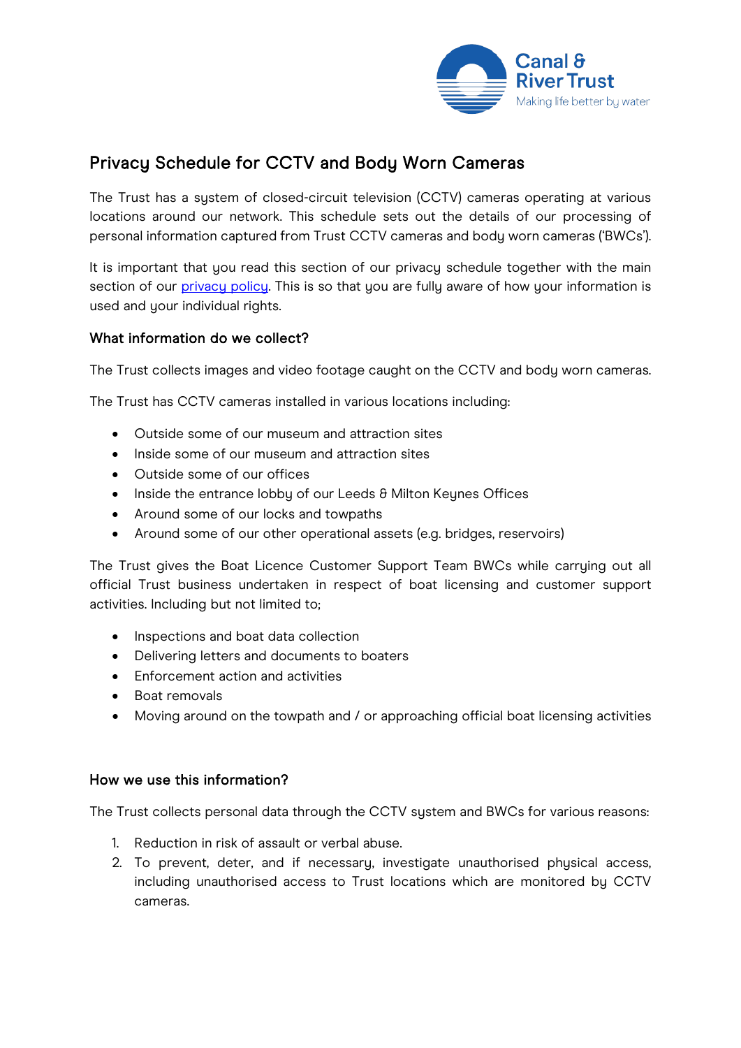# Privacy Schedule for CCTV and Body Worn Cameras

The Trust has a system of closed-circuit television (CCTV) cameras operating at various locations around our network. This schedule sets out the details of our processing of personal information captured from Trust CCTV cameras and body worn cameras ('BWCs').

It is important that you read this section of our privacy schedule together with the main section of our privacy policy. This is so that you are fully aware of how your information is used and your individual rights.

### What information do we collect?

The Trust collects images and video footage caught on the CCTV and body worn cameras.

The Trust has CCTV cameras installed in various locations including:

- Outside some of our museum and attraction sites
- Inside some of our museum and attraction sites
- Outside some of our offices
- Inside the entrance lobby of our Leeds & Milton Keynes Offices
- Around some of our locks and towpaths
- Around some of our other operational assets (e.g. bridges, reservoirs)

The Trust gives the Boat Licence Customer Support Team BWCs while carrying out all official Trust business undertaken in respect of boat licensing and customer support activities. Including but not limited to;

- Inspections and boat data collection
- Delivering letters and documents to boaters
- Enforcement action and activities
- Boat removals
- Moving around on the towpath and / or approaching official boat licensing activities

### How we use this information?

The Trust collects personal data through the CCTV system and BWCs for various reasons:

1. Reduction in risk of assault or verbal abuse.
2. To prevent, deter, and if necessary, investigate unauthorised physical access, including unauthorised access to Trust locations which are monitored by CCTV cameras.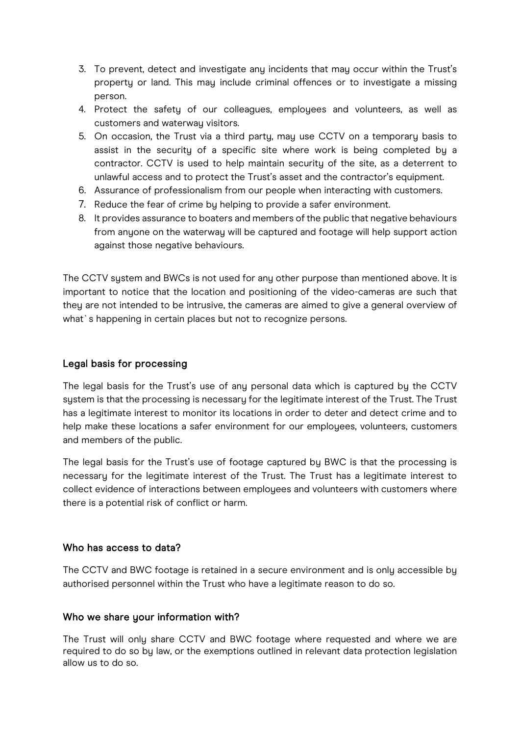3. To prevent, detect and investigate any incidents that may occur within the Trust's property or land. This may include criminal offences or to investigate a missing person.
4. Protect the safety of our colleagues, employees and volunteers, as well as customers and waterway visitors.
5. On occasion, the Trust via a third party, may use CCTV on a temporary basis to assist in the security of a specific site where work is being completed by a contractor. CCTV is used to help maintain security of the site, as a deterrent to unlawful access and to protect the Trust's asset and the contractor's equipment.
6. Assurance of professionalism from our people when interacting with customers.
7. Reduce the fear of crime by helping to provide a safer environment.
8. It provides assurance to boaters and members of the public that negative behaviours from anyone on the waterway will be captured and footage will help support action against those negative behaviours.

The CCTV system and BWCs is not used for any other purpose than mentioned above. It is important to notice that the location and positioning of the video-cameras are such that they are not intended to be intrusive, the cameras are aimed to give a general overview of what`s happening in certain places but not to recognize persons.

## Legal basis for processing

The legal basis for the Trust's use of any personal data which is captured by the CCTV system is that the processing is necessary for the legitimate interest of the Trust. The Trust has a legitimate interest to monitor its locations in order to deter and detect crime and to help make these locations a safer environment for our employees, volunteers, customers and members of the public.

The legal basis for the Trust's use of footage captured by BWC is that the processing is necessary for the legitimate interest of the Trust. The Trust has a legitimate interest to collect evidence of interactions between employees and volunteers with customers where there is a potential risk of conflict or harm.

## Who has access to data?

The CCTV and BWC footage is retained in a secure environment and is only accessible by authorised personnel within the Trust who have a legitimate reason to do so.

## Who we share your information with?

The Trust will only share CCTV and BWC footage where requested and where we are required to do so by law, or the exemptions outlined in relevant data protection legislation allow us to do so.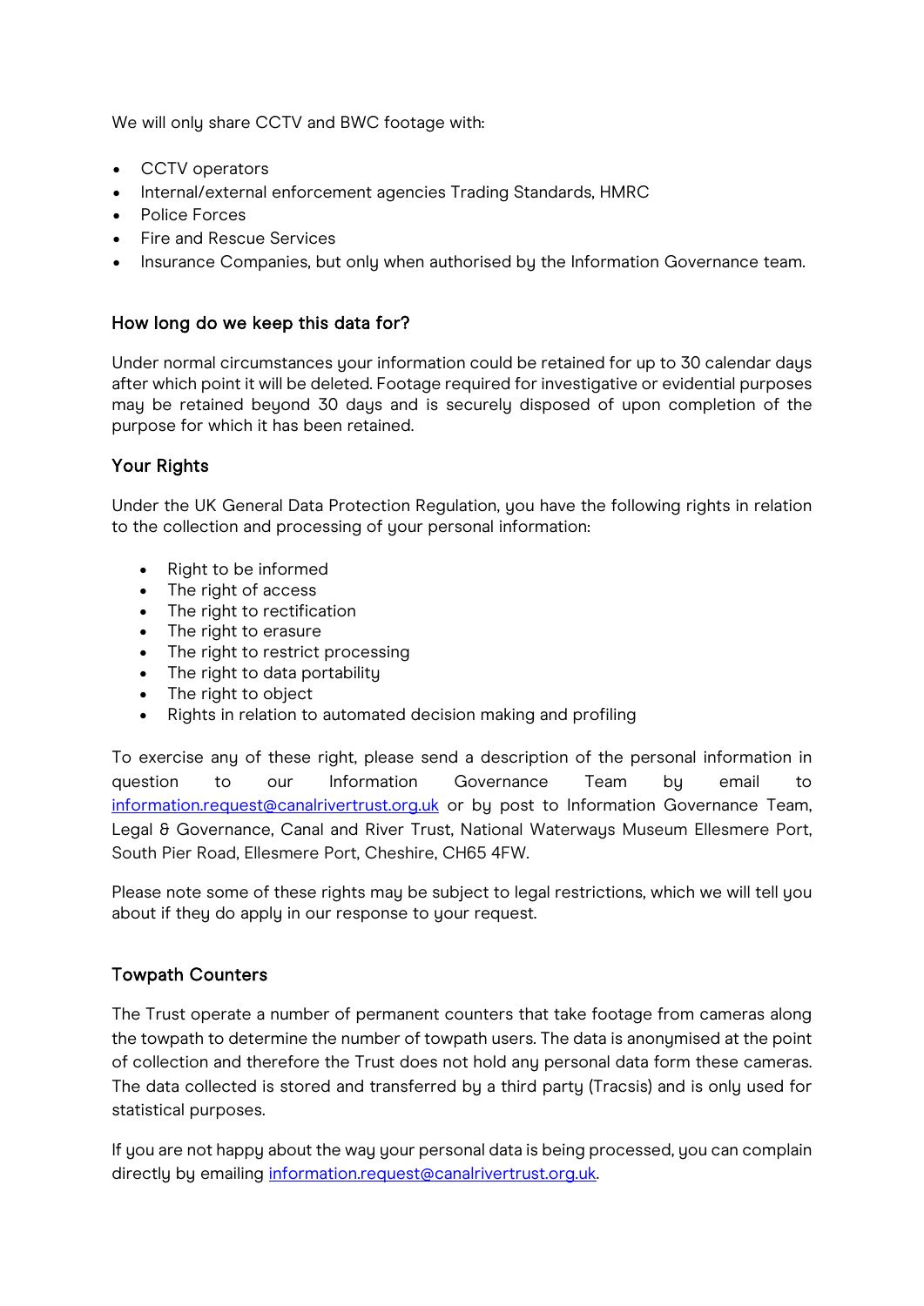We will only share CCTV and BWC footage with:

- CCTV operators
- Internal/external enforcement agencies Trading Standards, HMRC
- Police Forces
- Fire and Rescue Services
- Insurance Companies, but only when authorised by the Information Governance team.

## How long do we keep this data for?

Under normal circumstances your information could be retained for up to 30 calendar days after which point it will be deleted. Footage required for investigative or evidential purposes may be retained beyond 30 days and is securely disposed of upon completion of the purpose for which it has been retained.

## Your Rights

Under the UK General Data Protection Regulation, you have the following rights in relation to the collection and processing of your personal information:

- Right to be informed
- The right of access
- The right to rectification
- The right to erasure
- The right to restrict processing
- The right to data portability
- The right to object
- Rights in relation to automated decision making and profiling

To exercise any of these right, please send a description of the personal information in question to our Information Governance Team by email to information.request@canalrivertrust.org.uk or by post to Information Governance Team, Legal & Governance, Canal and River Trust, National Waterways Museum Ellesmere Port, South Pier Road, Ellesmere Port, Cheshire, CH65 4FW.

Please note some of these rights may be subject to legal restrictions, which we will tell you about if they do apply in our response to your request.

## Towpath Counters

The Trust operate a number of permanent counters that take footage from cameras along the towpath to determine the number of towpath users. The data is anonymised at the point of collection and therefore the Trust does not hold any personal data form these cameras. The data collected is stored and transferred by a third party (Tracsis) and is only used for statistical purposes.

If you are not happy about the way your personal data is being processed, you can complain directly by emailing information.request@canalrivertrust.org.uk.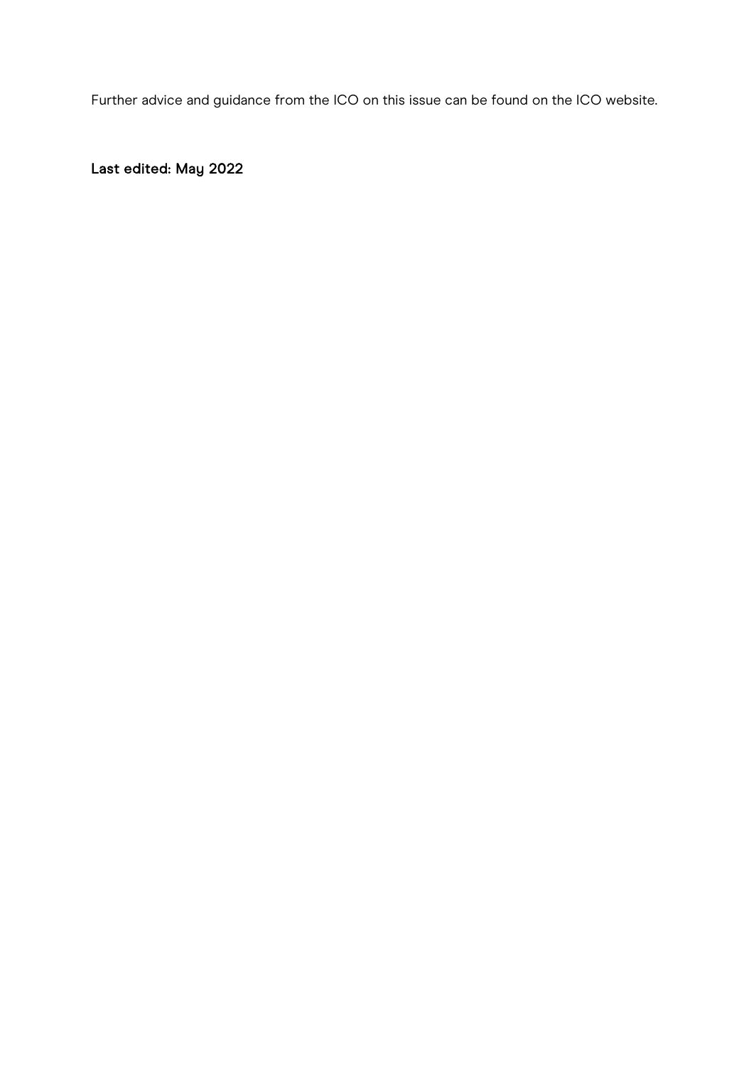Further advice and guidance from the ICO on this issue can be found on the ICO website.

**Last edited: May 2022**